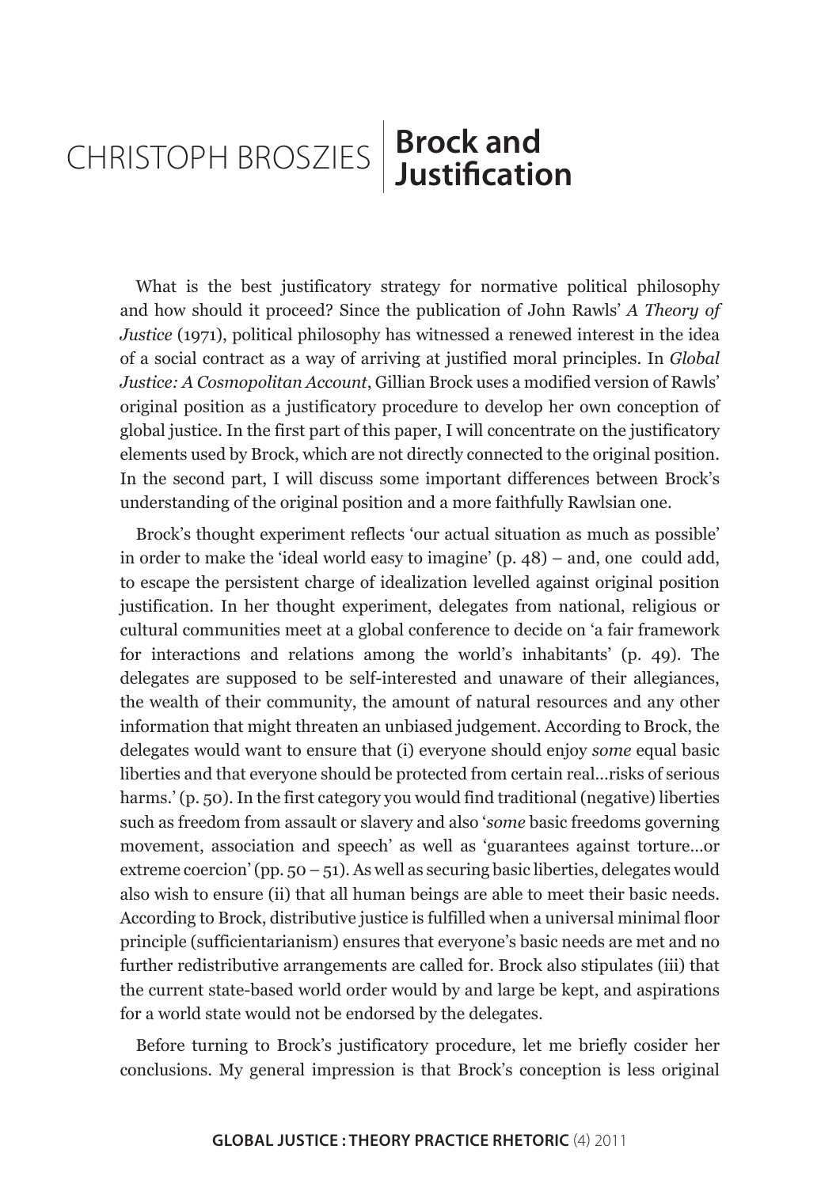# CHRISTOPH BROSZIES | Brock and Justification

What is the best justificatory strategy for normative political philosophy and how should it proceed? Since the publication of John Rawls' *A Theory of Justice* (1971), political philosophy has witnessed a renewed interest in the idea of a social contract as a way of arriving at justified moral principles. In *Global Justice: A Cosmopolitan Account*, Gillian Brock uses a modified version of Rawls' original position as a justificatory procedure to develop her own conception of global justice. In the first part of this paper, I will concentrate on the justificatory elements used by Brock, which are not directly connected to the original position. In the second part, I will discuss some important differences between Brock's understanding of the original position and a more faithfully Rawlsian one.

Brock's thought experiment reflects 'our actual situation as much as possible' in order to make the 'ideal world easy to imagine' (p. 48) – and, one could add, to escape the persistent charge of idealization levelled against original position justification. In her thought experiment, delegates from national, religious or cultural communities meet at a global conference to decide on 'a fair framework for interactions and relations among the world's inhabitants' (p. 49). The delegates are supposed to be self-interested and unaware of their allegiances, the wealth of their community, the amount of natural resources and any other information that might threaten an unbiased judgement. According to Brock, the delegates would want to ensure that (i) everyone should enjoy *some* equal basic liberties and that everyone should be protected from certain real…risks of serious harms.' (p. 50). In the first category you would find traditional (negative) liberties such as freedom from assault or slavery and also '*some* basic freedoms governing movement, association and speech' as well as 'guarantees against torture…or extreme coercion' (pp. 50 – 51). As well as securing basic liberties, delegates would also wish to ensure (ii) that all human beings are able to meet their basic needs. According to Brock, distributive justice is fulfilled when a universal minimal floor principle (sufficientarianism) ensures that everyone's basic needs are met and no further redistributive arrangements are called for. Brock also stipulates (iii) that the current state-based world order would by and large be kept, and aspirations for a world state would not be endorsed by the delegates.

Before turning to Brock's justificatory procedure, let me briefly cosider her conclusions. My general impression is that Brock's conception is less original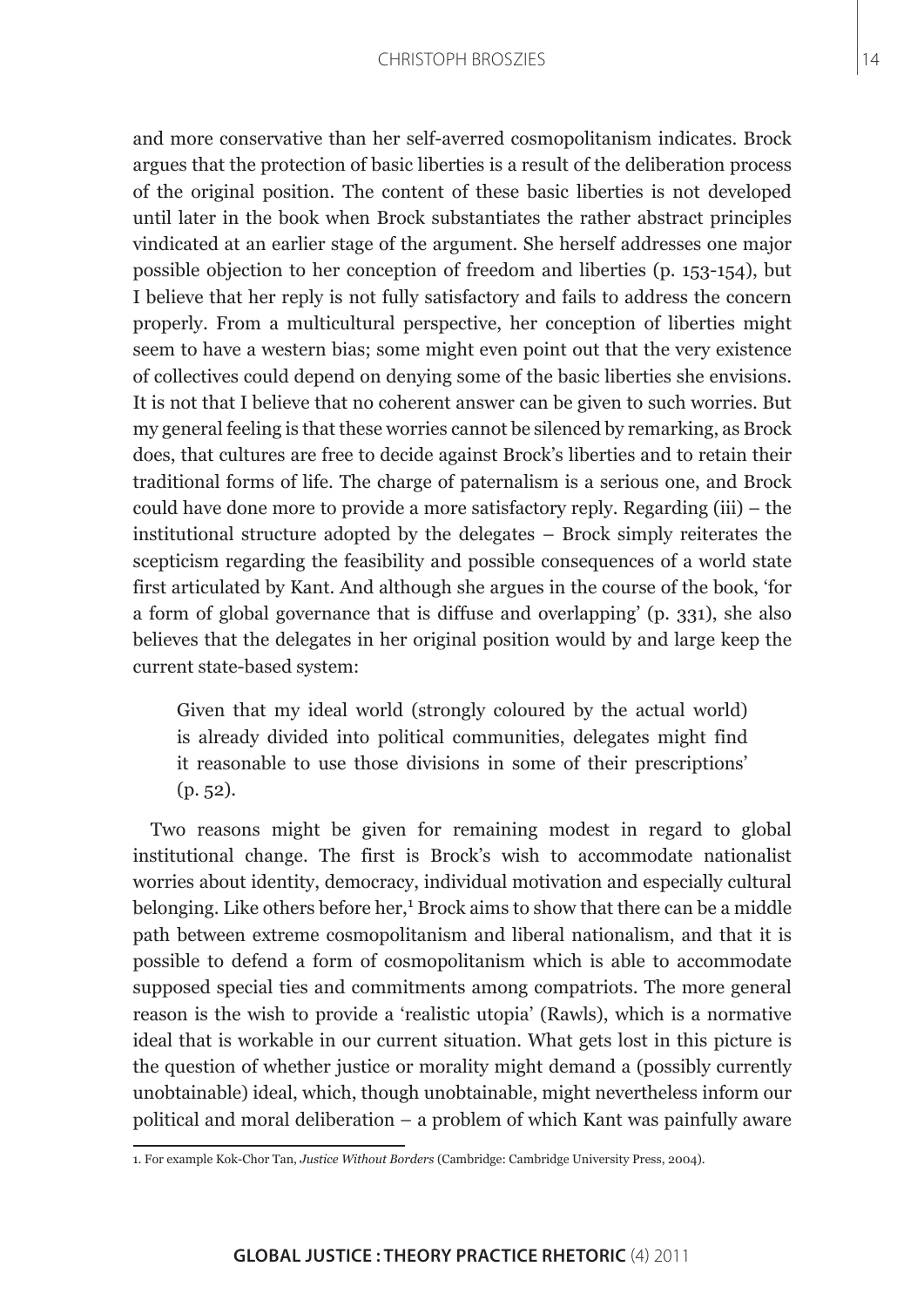and more conservative than her self-averred cosmopolitanism indicates. Brock argues that the protection of basic liberties is a result of the deliberation process of the original position. The content of these basic liberties is not developed until later in the book when Brock substantiates the rather abstract principles vindicated at an earlier stage of the argument. She herself addresses one major possible objection to her conception of freedom and liberties (p. 153-154), but I believe that her reply is not fully satisfactory and fails to address the concern properly. From a multicultural perspective, her conception of liberties might seem to have a western bias; some might even point out that the very existence of collectives could depend on denying some of the basic liberties she envisions. It is not that I believe that no coherent answer can be given to such worries. But my general feeling is that these worries cannot be silenced by remarking, as Brock does, that cultures are free to decide against Brock's liberties and to retain their traditional forms of life. The charge of paternalism is a serious one, and Brock could have done more to provide a more satisfactory reply. Regarding (iii) – the institutional structure adopted by the delegates – Brock simply reiterates the scepticism regarding the feasibility and possible consequences of a world state first articulated by Kant. And although she argues in the course of the book, 'for a form of global governance that is diffuse and overlapping' (p. 331), she also believes that the delegates in her original position would by and large keep the current state-based system:

> Given that my ideal world (strongly coloured by the actual world) is already divided into political communities, delegates might find it reasonable to use those divisions in some of their prescriptions' (p. 52).

Two reasons might be given for remaining modest in regard to global institutional change. The first is Brock's wish to accommodate nationalist worries about identity, democracy, individual motivation and especially cultural belonging. Like others before her,[1] Brock aims to show that there can be a middle path between extreme cosmopolitanism and liberal nationalism, and that it is possible to defend a form of cosmopolitanism which is able to accommodate supposed special ties and commitments among compatriots. The more general reason is the wish to provide a 'realistic utopia' (Rawls), which is a normative ideal that is workable in our current situation. What gets lost in this picture is the question of whether justice or morality might demand a (possibly currently unobtainable) ideal, which, though unobtainable, might nevertheless inform our political and moral deliberation – a problem of which Kant was painfully aware

---

1. For example Kok-Chor Tan, *Justice Without Borders* (Cambridge: Cambridge University Press, 2004).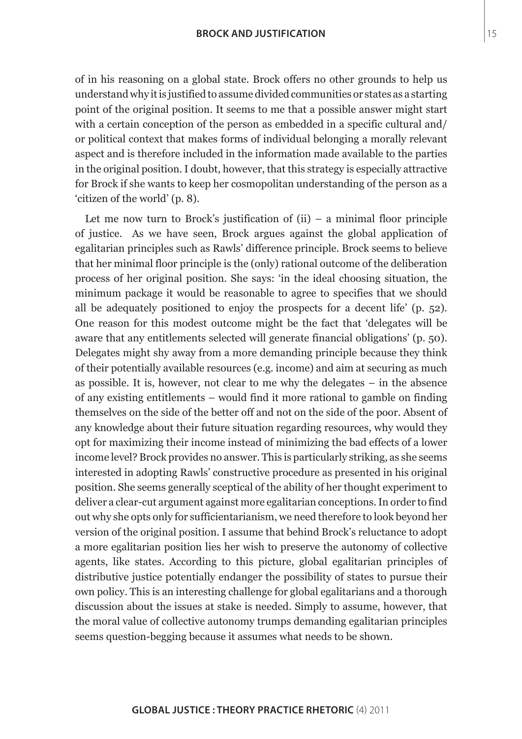of in his reasoning on a global state. Brock offers no other grounds to help us understand why it is justified to assume divided communities or states as a starting point of the original position. It seems to me that a possible answer might start with a certain conception of the person as embedded in a specific cultural and/ or political context that makes forms of individual belonging a morally relevant aspect and is therefore included in the information made available to the parties in the original position. I doubt, however, that this strategy is especially attractive for Brock if she wants to keep her cosmopolitan understanding of the person as a 'citizen of the world' (p. 8).

Let me now turn to Brock's justification of (ii) – a minimal floor principle of justice. As we have seen, Brock argues against the global application of egalitarian principles such as Rawls' difference principle. Brock seems to believe that her minimal floor principle is the (only) rational outcome of the deliberation process of her original position. She says: 'in the ideal choosing situation, the minimum package it would be reasonable to agree to specifies that we should all be adequately positioned to enjoy the prospects for a decent life' (p. 52). One reason for this modest outcome might be the fact that 'delegates will be aware that any entitlements selected will generate financial obligations' (p. 50). Delegates might shy away from a more demanding principle because they think of their potentially available resources (e.g. income) and aim at securing as much as possible. It is, however, not clear to me why the delegates – in the absence of any existing entitlements – would find it more rational to gamble on finding themselves on the side of the better off and not on the side of the poor. Absent of any knowledge about their future situation regarding resources, why would they opt for maximizing their income instead of minimizing the bad effects of a lower income level? Brock provides no answer. This is particularly striking, as she seems interested in adopting Rawls' constructive procedure as presented in his original position. She seems generally sceptical of the ability of her thought experiment to deliver a clear-cut argument against more egalitarian conceptions. In order to find out why she opts only for sufficientarianism, we need therefore to look beyond her version of the original position. I assume that behind Brock's reluctance to adopt a more egalitarian position lies her wish to preserve the autonomy of collective agents, like states. According to this picture, global egalitarian principles of distributive justice potentially endanger the possibility of states to pursue their own policy. This is an interesting challenge for global egalitarians and a thorough discussion about the issues at stake is needed. Simply to assume, however, that the moral value of collective autonomy trumps demanding egalitarian principles seems question-begging because it assumes what needs to be shown.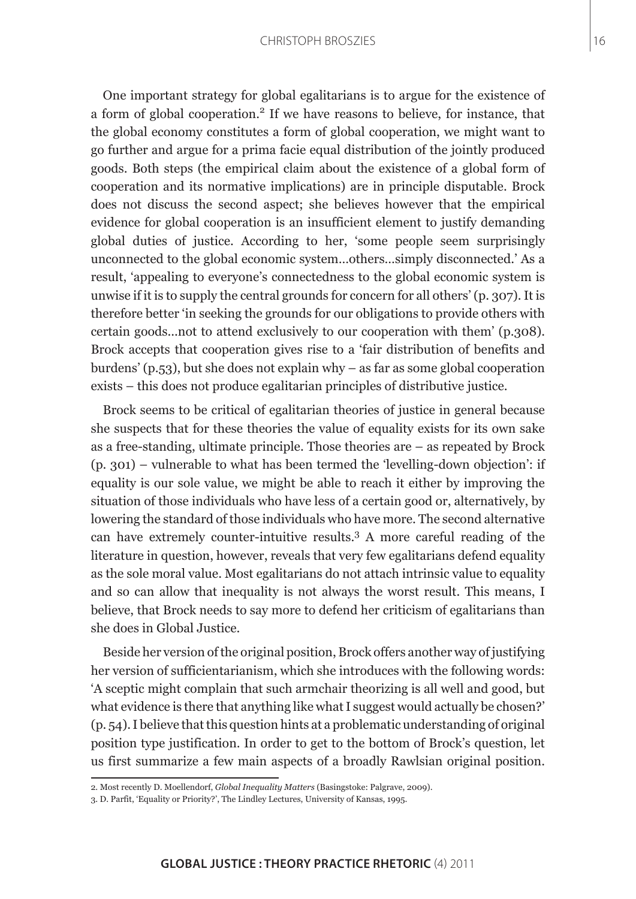One important strategy for global egalitarians is to argue for the existence of a form of global cooperation.[2] If we have reasons to believe, for instance, that the global economy constitutes a form of global cooperation, we might want to go further and argue for a prima facie equal distribution of the jointly produced goods. Both steps (the empirical claim about the existence of a global form of cooperation and its normative implications) are in principle disputable. Brock does not discuss the second aspect; she believes however that the empirical evidence for global cooperation is an insufficient element to justify demanding global duties of justice. According to her, 'some people seem surprisingly unconnected to the global economic system…others…simply disconnected.' As a result, 'appealing to everyone's connectedness to the global economic system is unwise if it is to supply the central grounds for concern for all others' (p. 307). It is therefore better 'in seeking the grounds for our obligations to provide others with certain goods…not to attend exclusively to our cooperation with them' (p.308). Brock accepts that cooperation gives rise to a 'fair distribution of benefits and burdens' (p.53), but she does not explain why – as far as some global cooperation exists – this does not produce egalitarian principles of distributive justice.

Brock seems to be critical of egalitarian theories of justice in general because she suspects that for these theories the value of equality exists for its own sake as a free-standing, ultimate principle. Those theories are – as repeated by Brock (p. 301) – vulnerable to what has been termed the 'levelling-down objection': if equality is our sole value, we might be able to reach it either by improving the situation of those individuals who have less of a certain good or, alternatively, by lowering the standard of those individuals who have more. The second alternative can have extremely counter-intuitive results.[3] A more careful reading of the literature in question, however, reveals that very few egalitarians defend equality as the sole moral value. Most egalitarians do not attach intrinsic value to equality and so can allow that inequality is not always the worst result. This means, I believe, that Brock needs to say more to defend her criticism of egalitarians than she does in Global Justice.

Beside her version of the original position, Brock offers another way of justifying her version of sufficientarianism, which she introduces with the following words: 'A sceptic might complain that such armchair theorizing is all well and good, but what evidence is there that anything like what I suggest would actually be chosen?' (p. 54). I believe that this question hints at a problematic understanding of original position type justification. In order to get to the bottom of Brock's question, let us first summarize a few main aspects of a broadly Rawlsian original position.

---

2. Most recently D. Moellendorf, *Global Inequality Matters* (Basingstoke: Palgrave, 2009).

3. D. Parfit, 'Equality or Priority?', The Lindley Lectures, University of Kansas, 1995.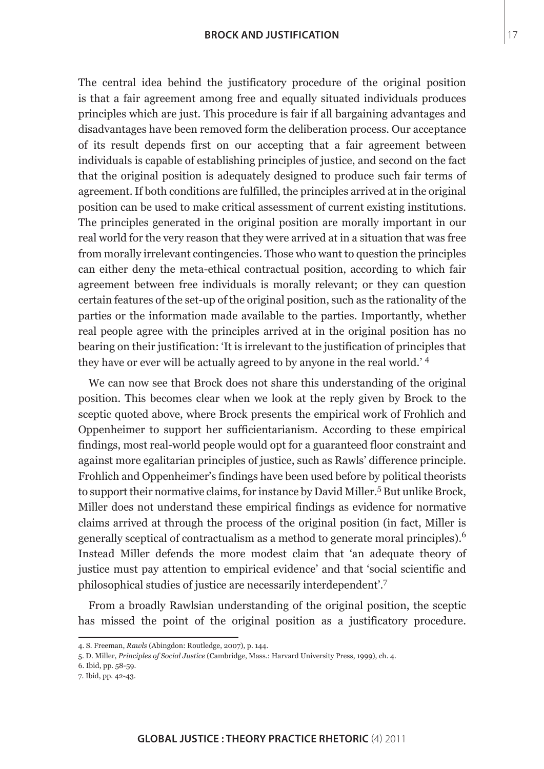The central idea behind the justificatory procedure of the original position is that a fair agreement among free and equally situated individuals produces principles which are just. This procedure is fair if all bargaining advantages and disadvantages have been removed form the deliberation process. Our acceptance of its result depends first on our accepting that a fair agreement between individuals is capable of establishing principles of justice, and second on the fact that the original position is adequately designed to produce such fair terms of agreement. If both conditions are fulfilled, the principles arrived at in the original position can be used to make critical assessment of current existing institutions. The principles generated in the original position are morally important in our real world for the very reason that they were arrived at in a situation that was free from morally irrelevant contingencies. Those who want to question the principles can either deny the meta-ethical contractual position, according to which fair agreement between free individuals is morally relevant; or they can question certain features of the set-up of the original position, such as the rationality of the parties or the information made available to the parties. Importantly, whether real people agree with the principles arrived at in the original position has no bearing on their justification: 'It is irrelevant to the justification of principles that they have or ever will be actually agreed to by anyone in the real world.' [4]

We can now see that Brock does not share this understanding of the original position. This becomes clear when we look at the reply given by Brock to the sceptic quoted above, where Brock presents the empirical work of Frohlich and Oppenheimer to support her sufficientarianism. According to these empirical findings, most real-world people would opt for a guaranteed floor constraint and against more egalitarian principles of justice, such as Rawls' difference principle. Frohlich and Oppenheimer's findings have been used before by political theorists to support their normative claims, for instance by David Miller.[5] But unlike Brock, Miller does not understand these empirical findings as evidence for normative claims arrived at through the process of the original position (in fact, Miller is generally sceptical of contractualism as a method to generate moral principles).[6] Instead Miller defends the more modest claim that 'an adequate theory of justice must pay attention to empirical evidence' and that 'social scientific and philosophical studies of justice are necessarily interdependent'.[7]

From a broadly Rawlsian understanding of the original position, the sceptic has missed the point of the original position as a justificatory procedure.

4. S. Freeman, *Rawls* (Abingdon: Routledge, 2007), p. 144.

5. D. Miller, *Principles of Social Justice* (Cambridge, Mass.: Harvard University Press, 1999), ch. 4.

6. Ibid, pp. 58-59.

7. Ibid, pp. 42-43.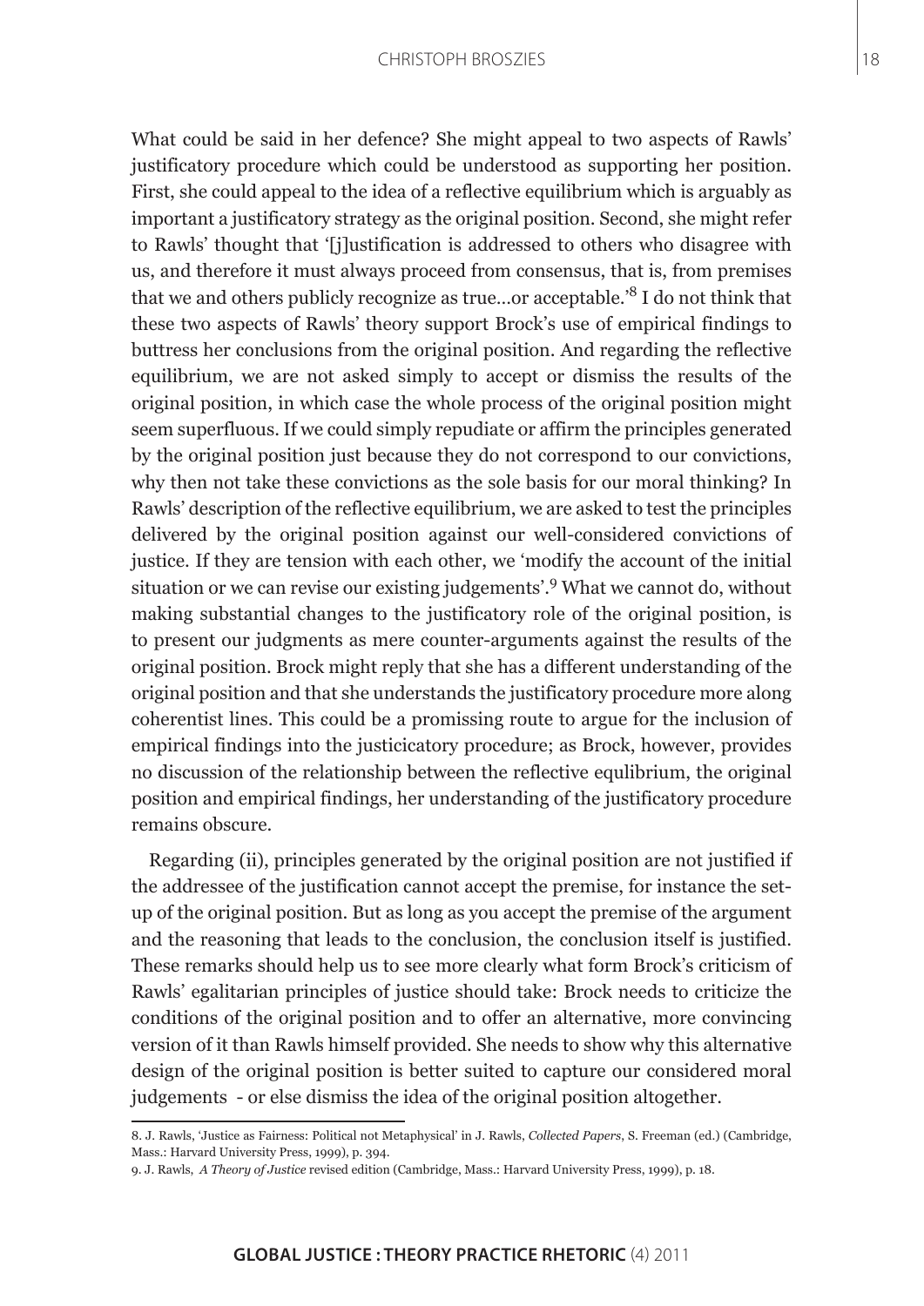What could be said in her defence? She might appeal to two aspects of Rawls' justificatory procedure which could be understood as supporting her position. First, she could appeal to the idea of a reflective equilibrium which is arguably as important a justificatory strategy as the original position. Second, she might refer to Rawls' thought that '[j]ustification is addressed to others who disagree with us, and therefore it must always proceed from consensus, that is, from premises that we and others publicly recognize as true…or acceptable.'[8] I do not think that these two aspects of Rawls' theory support Brock's use of empirical findings to buttress her conclusions from the original position. And regarding the reflective equilibrium, we are not asked simply to accept or dismiss the results of the original position, in which case the whole process of the original position might seem superfluous. If we could simply repudiate or affirm the principles generated by the original position just because they do not correspond to our convictions, why then not take these convictions as the sole basis for our moral thinking? In Rawls' description of the reflective equilibrium, we are asked to test the principles delivered by the original position against our well-considered convictions of justice. If they are tension with each other, we 'modify the account of the initial situation or we can revise our existing judgements'.[9] What we cannot do, without making substantial changes to the justificatory role of the original position, is to present our judgments as mere counter-arguments against the results of the original position. Brock might reply that she has a different understanding of the original position and that she understands the justificatory procedure more along coherentist lines. This could be a promising route to argue for the inclusion of empirical findings into the justicicatory procedure; as Brock, however, provides no discussion of the relationship between the reflective equlibrium, the original position and empirical findings, her understanding of the justificatory procedure remains obscure.

Regarding (ii), principles generated by the original position are not justified if the addressee of the justification cannot accept the premise, for instance the set-up of the original position. But as long as you accept the premise of the argument and the reasoning that leads to the conclusion, the conclusion itself is justified. These remarks should help us to see more clearly what form Brock's criticism of Rawls' egalitarian principles of justice should take: Brock needs to criticize the conditions of the original position and to offer an alternative, more convincing version of it than Rawls himself provided. She needs to show why this alternative design of the original position is better suited to capture our considered moral judgements - or else dismiss the idea of the original position altogether.

8. J. Rawls, 'Justice as Fairness: Political not Metaphysical' in J. Rawls, *Collected Papers*, S. Freeman (ed.) (Cambridge, Mass.: Harvard University Press, 1999), p. 394.

9. J. Rawls, *A Theory of Justice* revised edition (Cambridge, Mass.: Harvard University Press, 1999), p. 18.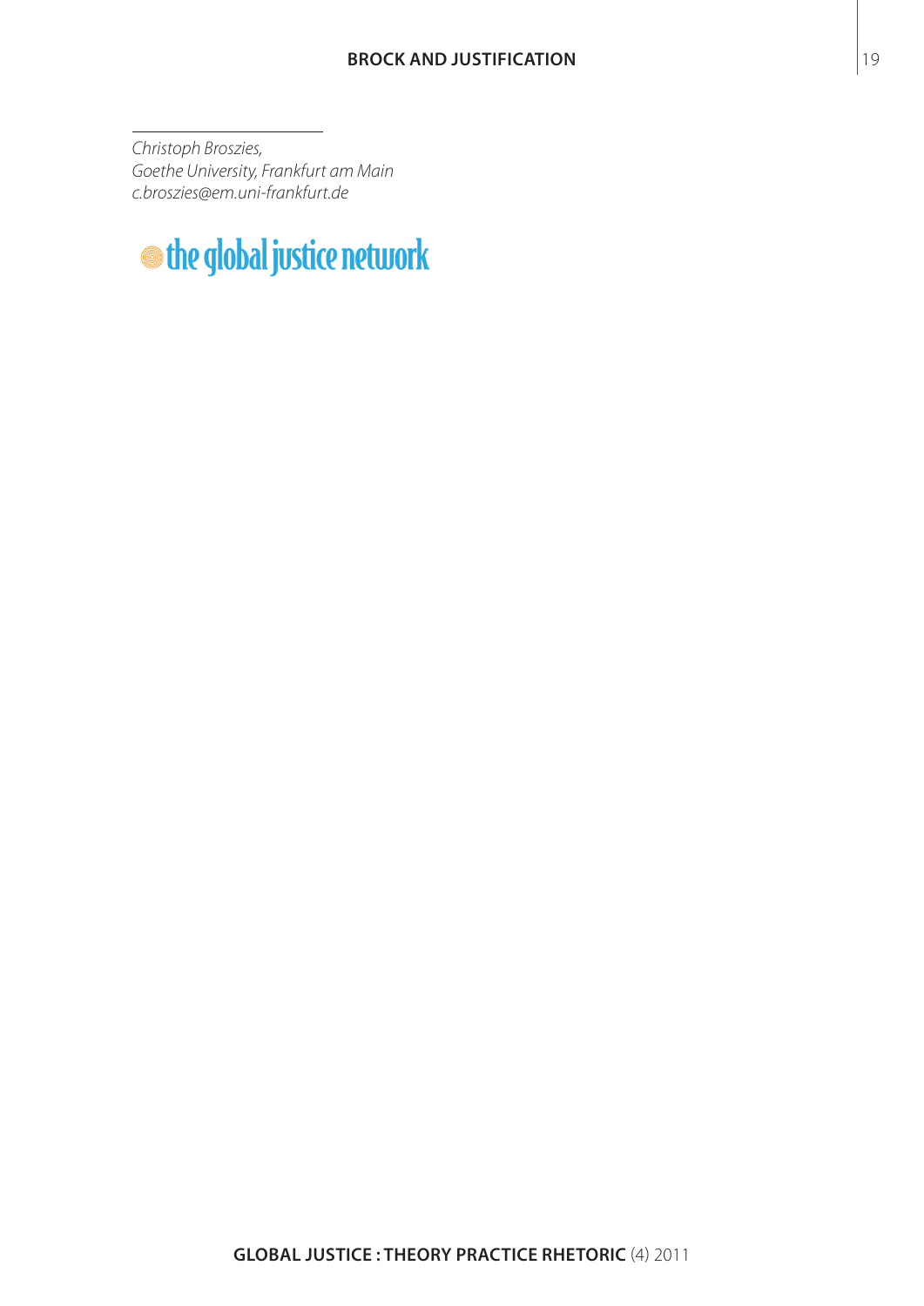*Christoph Broszies,*
*Goethe University, Frankfurt am Main*
*c.broszies@em.uni-frankfurt.de*

the global justice network